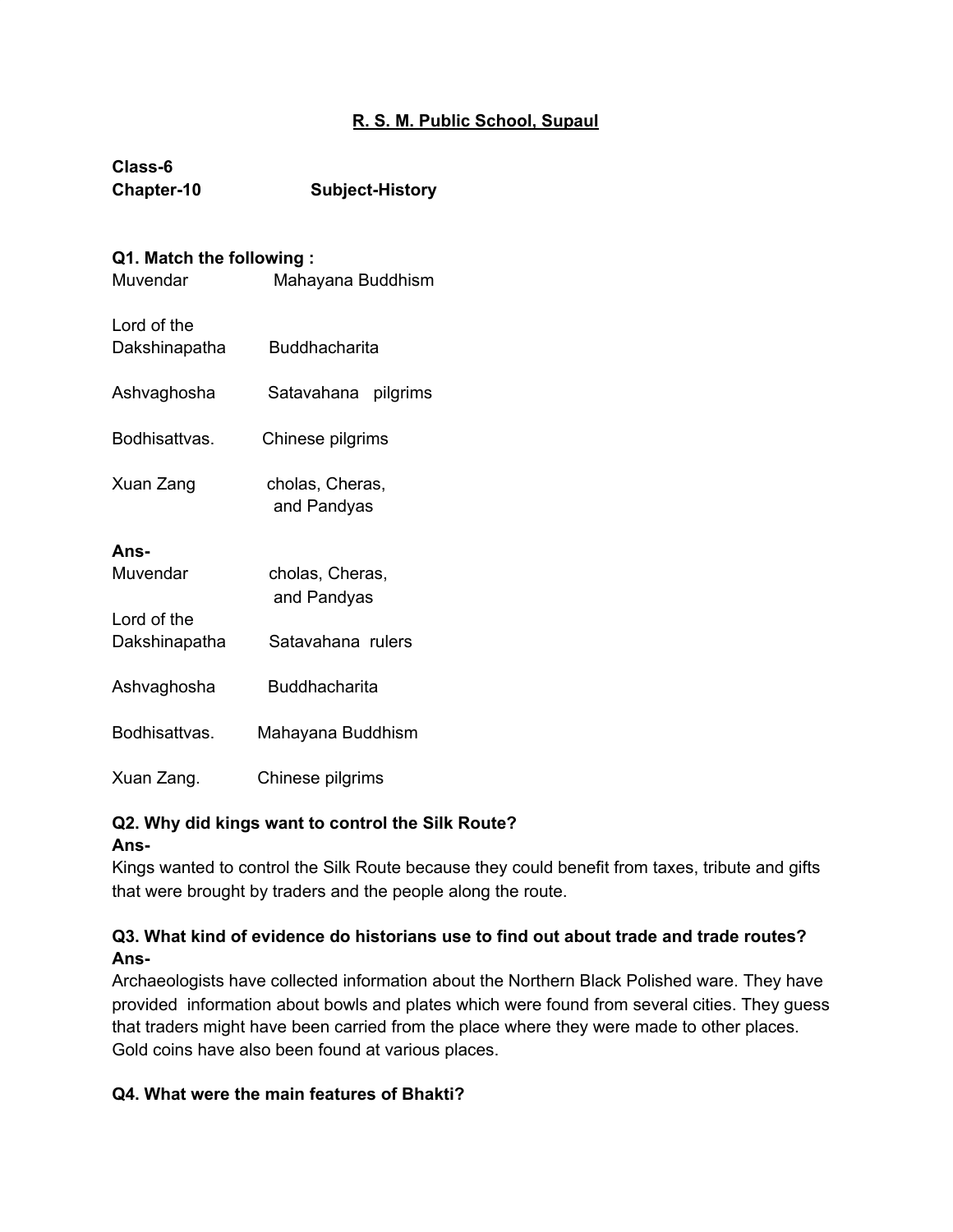**R. S. M. Public School, Supaul**

**Class-6**
**Chapter-10 Subject-History**

**Q1. Match the following :**

| | |
|---|---|
| Muvendar | Mahayana Buddhism |
| Lord of the Dakshinapatha | Buddhacharita |
| Ashvaghosha | Satavahana pilgrims |
| Bodhisattvas. | Chinese pilgrims |
| Xuan Zang | cholas, Cheras, and Pandyas |

**Ans-**

| | |
|---|---|
| Muvendar | cholas, Cheras, and Pandyas |
| Lord of the Dakshinapatha | Satavahana rulers |
| Ashvaghosha | Buddhacharita |
| Bodhisattvas. | Mahayana Buddhism |
| Xuan Zang. | Chinese pilgrims |

**Q2. Why did kings want to control the Silk Route?**
**Ans-**
Kings wanted to control the Silk Route because they could benefit from taxes, tribute and gifts that were brought by traders and the people along the route.

**Q3. What kind of evidence do historians use to find out about trade and trade routes?**
**Ans-**
Archaeologists have collected information about the Northern Black Polished ware. They have provided information about bowls and plates which were found from several cities. They guess that traders might have been carried from the place where they were made to other places. Gold coins have also been found at various places.

**Q4. What were the main features of Bhakti?**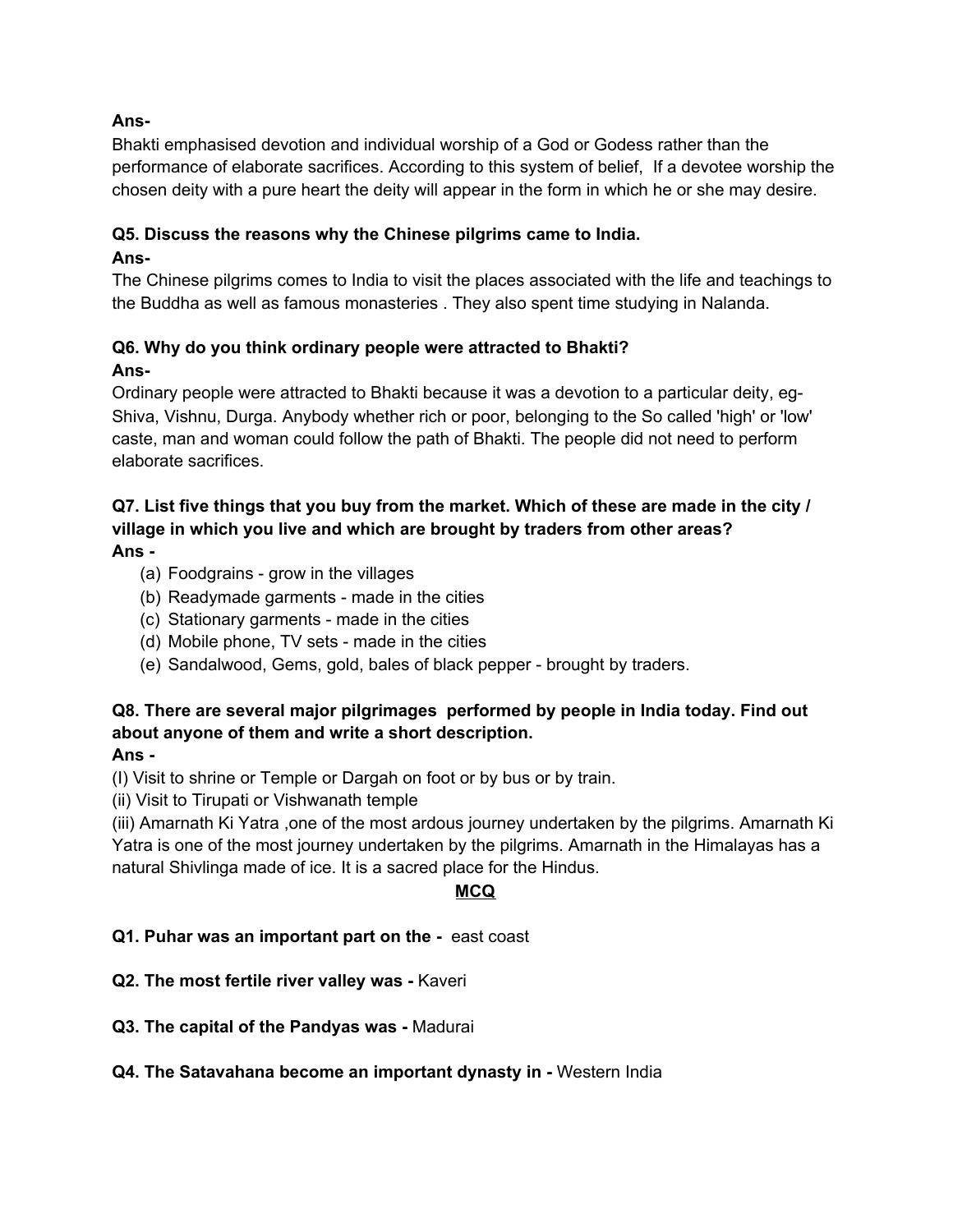**Ans-**

Bhakti emphasised devotion and individual worship of a God or Godess rather than the performance of elaborate sacrifices. According to this system of belief, If a devotee worship the chosen deity with a pure heart the deity will appear in the form in which he or she may desire.

**Q5. Discuss the reasons why the Chinese pilgrims came to India.**

**Ans-**

The Chinese pilgrims comes to India to visit the places associated with the life and teachings to the Buddha as well as famous monasteries . They also spent time studying in Nalanda.

**Q6. Why do you think ordinary people were attracted to Bhakti?**

**Ans-**

Ordinary people were attracted to Bhakti because it was a devotion to a particular deity, eg- Shiva, Vishnu, Durga. Anybody whether rich or poor, belonging to the So called 'high' or 'low' caste, man and woman could follow the path of Bhakti. The people did not need to perform elaborate sacrifices.

**Q7. List five things that you buy from the market. Which of these are made in the city / village in which you live and which are brought by traders from other areas?**

**Ans -**

(a) Foodgrains - grow in the villages
(b) Readymade garments - made in the cities
(c) Stationary garments - made in the cities
(d) Mobile phone, TV sets - made in the cities
(e) Sandalwood, Gems, gold, bales of black pepper - brought by traders.

**Q8. There are several major pilgrimages performed by people in India today. Find out about anyone of them and write a short description.**

**Ans -**

(I) Visit to shrine or Temple or Dargah on foot or by bus or by train.
(ii) Visit to Tirupati or Vishwanath temple
(iii) Amarnath Ki Yatra ,one of the most ardous journey undertaken by the pilgrims. Amarnath Ki Yatra is one of the most journey undertaken by the pilgrims. Amarnath in the Himalayas has a natural Shivlinga made of ice. It is a sacred place for the Hindus.

## MCQ

**Q1. Puhar was an important part on the -** east coast

**Q2. The most fertile river valley was -** Kaveri

**Q3. The capital of the Pandyas was -** Madurai

**Q4. The Satavahana become an important dynasty in -** Western India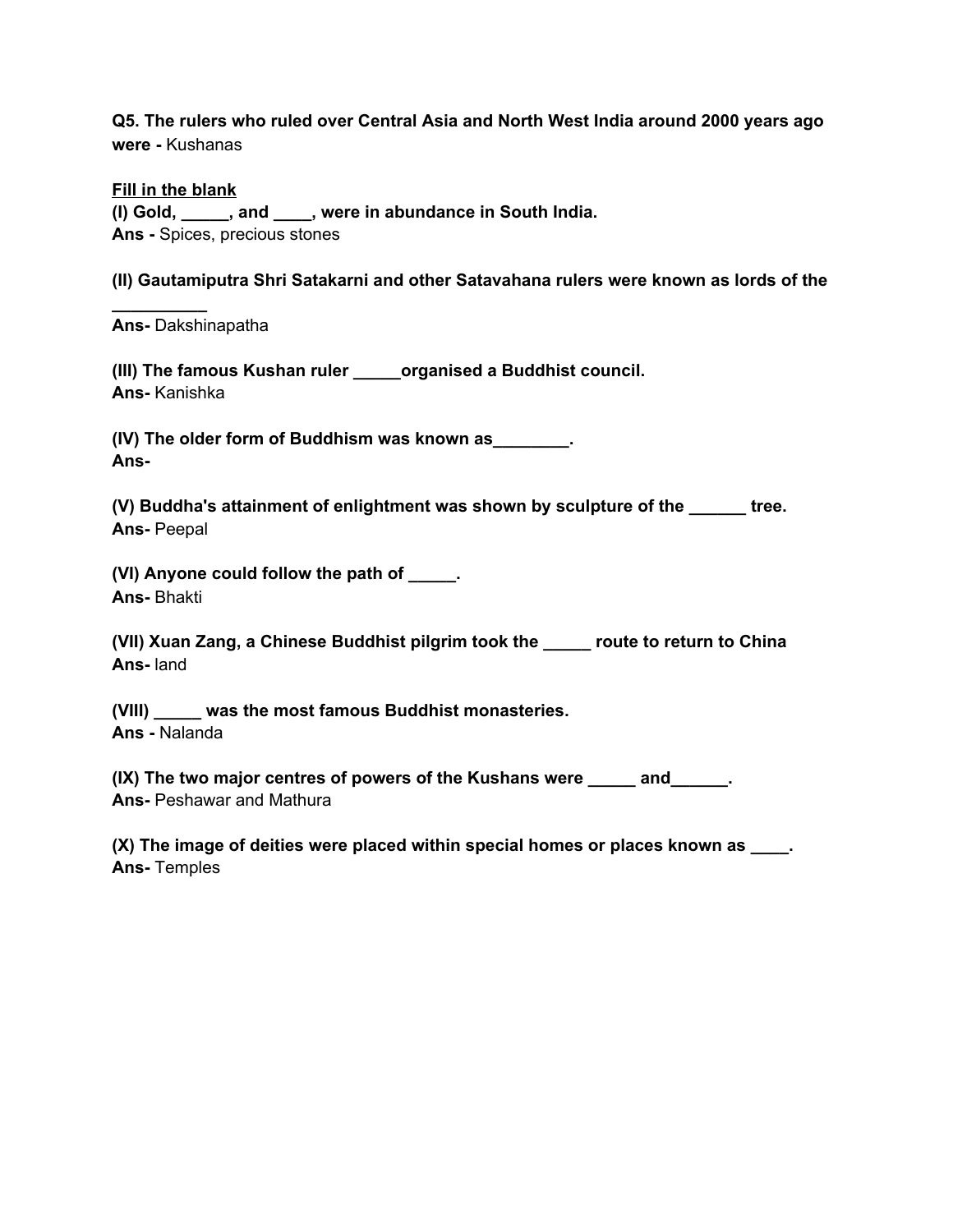**Q5. The rulers who ruled over Central Asia and North West India around 2000 years ago were -** Kushanas

**Fill in the blank**

**(I) Gold, _____, and ____, were in abundance in South India.**
**Ans -** Spices, precious stones

**(II) Gautamiputra Shri Satakarni and other Satavahana rulers were known as lords of the __________**
**Ans-** Dakshinapatha

**(III) The famous Kushan ruler _____organised a Buddhist council.**
**Ans-** Kanishka

**(IV) The older form of Buddhism was known as________.**
**Ans-**

**(V) Buddha's attainment of enlightment was shown by sculpture of the ______ tree.**
**Ans-** Peepal

**(VI) Anyone could follow the path of _____.**
**Ans-** Bhakti

**(VII) Xuan Zang, a Chinese Buddhist pilgrim took the _____ route to return to China**
**Ans-** land

**(VIII) _____ was the most famous Buddhist monasteries.**
**Ans -** Nalanda

**(IX) The two major centres of powers of the Kushans were _____ and______.**
**Ans-** Peshawar and Mathura

**(X) The image of deities were placed within special homes or places known as ____.**
**Ans-** Temples